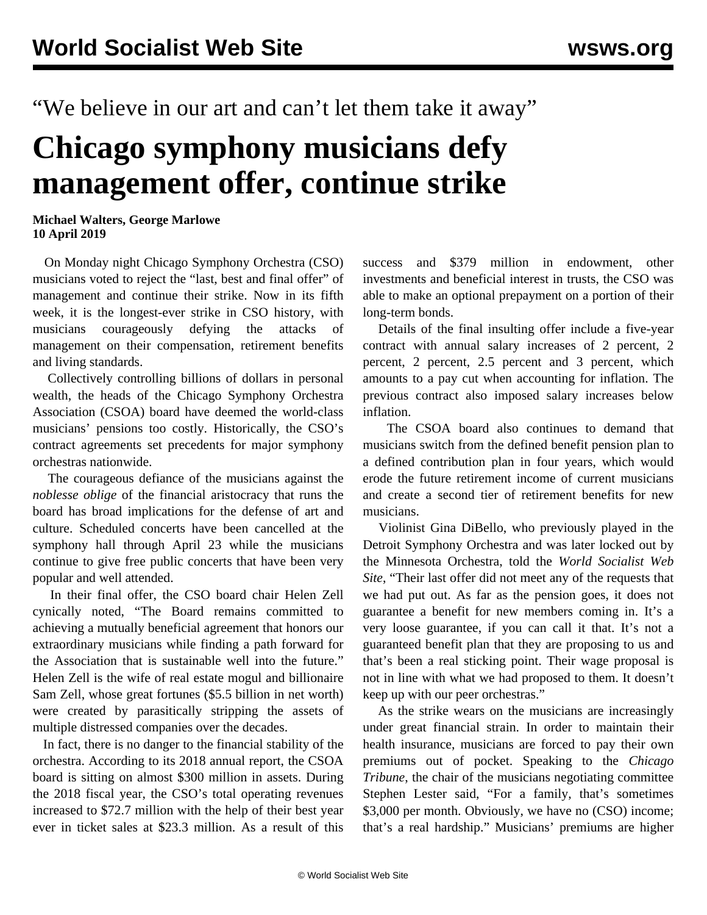“We believe in our art and can’t let them take it away”

# Chicago symphony musicians defy management offer, continue strike

**Michael Walters, George Marlowe**
**10 April 2019**

On Monday night Chicago Symphony Orchestra (CSO) musicians voted to reject the “last, best and final offer” of management and continue their strike. Now in its fifth week, it is the longest-ever strike in CSO history, with musicians courageously defying the attacks of management on their compensation, retirement benefits and living standards.

Collectively controlling billions of dollars in personal wealth, the heads of the Chicago Symphony Orchestra Association (CSOA) board have deemed the world-class musicians’ pensions too costly. Historically, the CSO’s contract agreements set precedents for major symphony orchestras nationwide.

The courageous defiance of the musicians against the *noblesse oblige* of the financial aristocracy that runs the board has broad implications for the defense of art and culture. Scheduled concerts have been cancelled at the symphony hall through April 23 while the musicians continue to give free public concerts that have been very popular and well attended.

In their final offer, the CSO board chair Helen Zell cynically noted, “The Board remains committed to achieving a mutually beneficial agreement that honors our extraordinary musicians while finding a path forward for the Association that is sustainable well into the future.” Helen Zell is the wife of real estate mogul and billionaire Sam Zell, whose great fortunes ($5.5 billion in net worth) were created by parasitically stripping the assets of multiple distressed companies over the decades.

In fact, there is no danger to the financial stability of the orchestra. According to its 2018 annual report, the CSOA board is sitting on almost $300 million in assets. During the 2018 fiscal year, the CSO’s total operating revenues increased to $72.7 million with the help of their best year ever in ticket sales at $23.3 million. As a result of this success and $379 million in endowment, other investments and beneficial interest in trusts, the CSO was able to make an optional prepayment on a portion of their long-term bonds.

Details of the final insulting offer include a five-year contract with annual salary increases of 2 percent, 2 percent, 2 percent, 2.5 percent and 3 percent, which amounts to a pay cut when accounting for inflation. The previous contract also imposed salary increases below inflation.

The CSOA board also continues to demand that musicians switch from the defined benefit pension plan to a defined contribution plan in four years, which would erode the future retirement income of current musicians and create a second tier of retirement benefits for new musicians.

Violinist Gina DiBello, who previously played in the Detroit Symphony Orchestra and was later locked out by the Minnesota Orchestra, told the *World Socialist Web Site*, “Their last offer did not meet any of the requests that we had put out. As far as the pension goes, it does not guarantee a benefit for new members coming in. It’s a very loose guarantee, if you can call it that. It’s not a guaranteed benefit plan that they are proposing to us and that’s been a real sticking point. Their wage proposal is not in line with what we had proposed to them. It doesn’t keep up with our peer orchestras.”

As the strike wears on the musicians are increasingly under great financial strain. In order to maintain their health insurance, musicians are forced to pay their own premiums out of pocket. Speaking to the *Chicago Tribune*, the chair of the musicians negotiating committee Stephen Lester said, “For a family, that’s sometimes $3,000 per month. Obviously, we have no (CSO) income; that’s a real hardship.” Musicians’ premiums are higher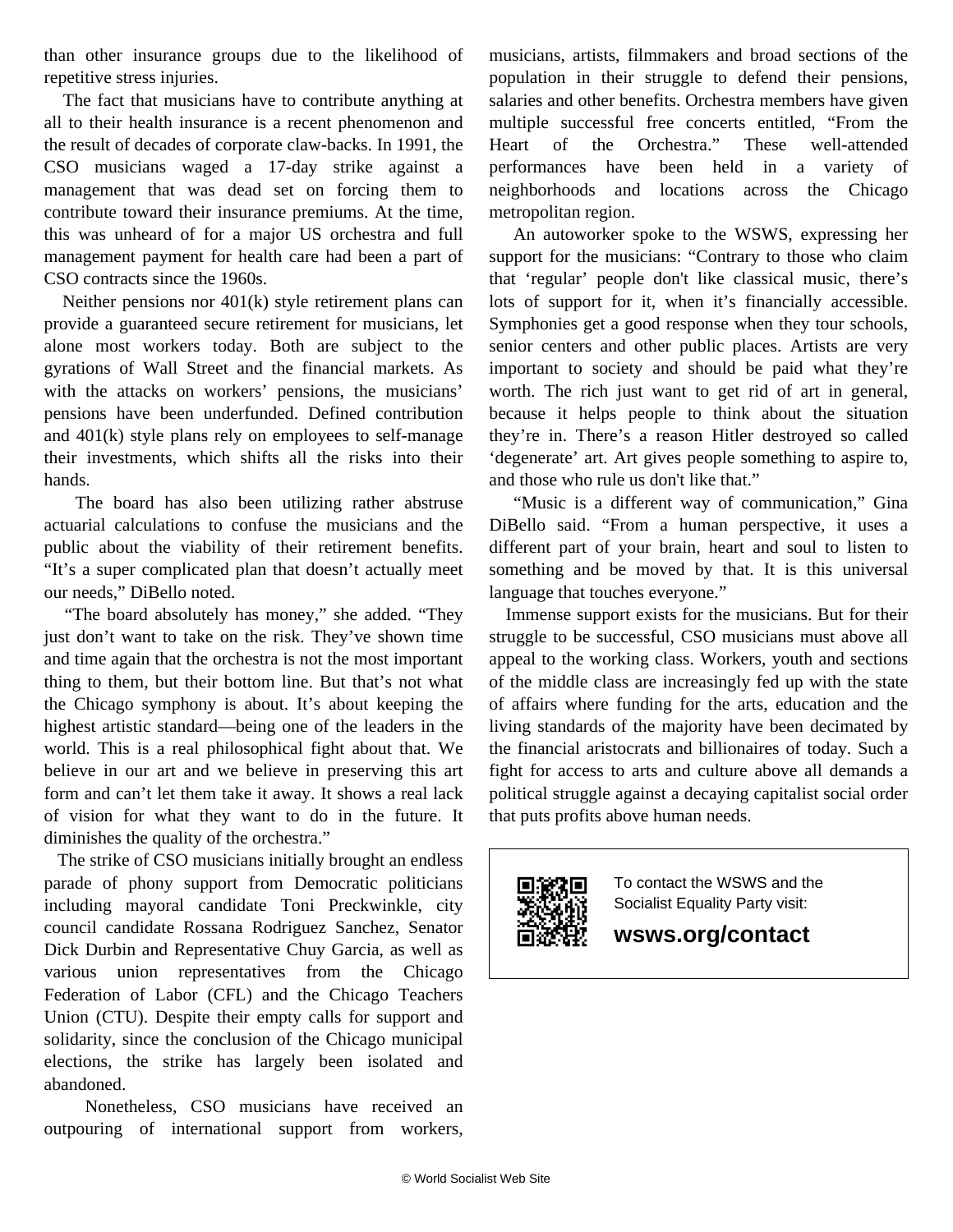than other insurance groups due to the likelihood of repetitive stress injuries.

The fact that musicians have to contribute anything at all to their health insurance is a recent phenomenon and the result of decades of corporate claw-backs. In 1991, the CSO musicians waged a 17-day strike against a management that was dead set on forcing them to contribute toward their insurance premiums. At the time, this was unheard of for a major US orchestra and full management payment for health care had been a part of CSO contracts since the 1960s.

Neither pensions nor 401(k) style retirement plans can provide a guaranteed secure retirement for musicians, let alone most workers today. Both are subject to the gyrations of Wall Street and the financial markets. As with the attacks on workers' pensions, the musicians' pensions have been underfunded. Defined contribution and 401(k) style plans rely on employees to self-manage their investments, which shifts all the risks into their hands.

The board has also been utilizing rather abstruse actuarial calculations to confuse the musicians and the public about the viability of their retirement benefits. "It's a super complicated plan that doesn't actually meet our needs," DiBello noted.

"The board absolutely has money," she added. "They just don't want to take on the risk. They've shown time and time again that the orchestra is not the most important thing to them, but their bottom line. But that's not what the Chicago symphony is about. It's about keeping the highest artistic standard—being one of the leaders in the world. This is a real philosophical fight about that. We believe in our art and we believe in preserving this art form and can't let them take it away. It shows a real lack of vision for what they want to do in the future. It diminishes the quality of the orchestra."

The strike of CSO musicians initially brought an endless parade of phony support from Democratic politicians including mayoral candidate Toni Preckwinkle, city council candidate Rossana Rodriguez Sanchez, Senator Dick Durbin and Representative Chuy Garcia, as well as various union representatives from the Chicago Federation of Labor (CFL) and the Chicago Teachers Union (CTU). Despite their empty calls for support and solidarity, since the conclusion of the Chicago municipal elections, the strike has largely been isolated and abandoned.

Nonetheless, CSO musicians have received an outpouring of international support from workers, musicians, artists, filmmakers and broad sections of the population in their struggle to defend their pensions, salaries and other benefits. Orchestra members have given multiple successful free concerts entitled, "From the Heart of the Orchestra." These well-attended performances have been held in a variety of neighborhoods and locations across the Chicago metropolitan region.

An autoworker spoke to the WSWS, expressing her support for the musicians: "Contrary to those who claim that 'regular' people don't like classical music, there's lots of support for it, when it's financially accessible. Symphonies get a good response when they tour schools, senior centers and other public places. Artists are very important to society and should be paid what they're worth. The rich just want to get rid of art in general, because it helps people to think about the situation they're in. There's a reason Hitler destroyed so called 'degenerate' art. Art gives people something to aspire to, and those who rule us don't like that."

"Music is a different way of communication," Gina DiBello said. "From a human perspective, it uses a different part of your brain, heart and soul to listen to something and be moved by that. It is this universal language that touches everyone."

Immense support exists for the musicians. But for their struggle to be successful, CSO musicians must above all appeal to the working class. Workers, youth and sections of the middle class are increasingly fed up with the state of affairs where funding for the arts, education and the living standards of the majority have been decimated by the financial aristocrats and billionaires of today. Such a fight for access to arts and culture above all demands a political struggle against a decaying capitalist social order that puts profits above human needs.

To contact the WSWS and the Socialist Equality Party visit:

**wsws.org/contact**